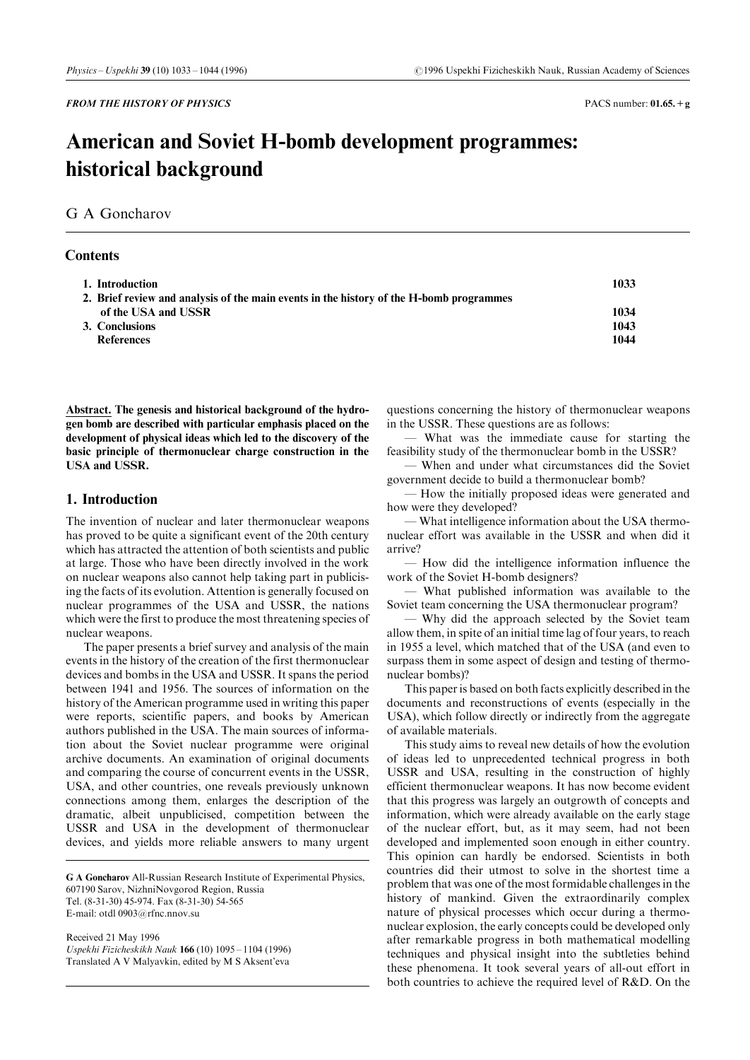*FROM THE HISTORY OF PHYSICS*

PACS number: **01.65.+g**

# American and Soviet H-bomb development programmes: historical background

G A Goncharov

## Contents

| | |
|---|---|
| **1. Introduction** | **1033** |
| **2. Brief review and analysis of the main events in the history of the H-bomb programmes of the USA and USSR** | **1034** |
| **3. Conclusions** | **1043** |
| **References** | **1044** |

**Abstract.** **The genesis and historical background of the hydrogen bomb are described with particular emphasis placed on the development of physical ideas which led to the discovery of the basic principle of thermonuclear charge construction in the USA and USSR.**

## 1. Introduction

The invention of nuclear and later thermonuclear weapons has proved to be quite a significant event of the 20th century which has attracted the attention of both scientists and public at large. Those who have been directly involved in the work on nuclear weapons also cannot help taking part in publicising the facts of its evolution. Attention is generally focused on nuclear programmes of the USA and USSR, the nations which were the first to produce the most threatening species of nuclear weapons.

The paper presents a brief survey and analysis of the main events in the history of the creation of the first thermonuclear devices and bombs in the USA and USSR. It spans the period between 1941 and 1956. The sources of information on the history of the American programme used in writing this paper were reports, scientific papers, and books by American authors published in the USA. The main sources of information about the Soviet nuclear programme were original archive documents. An examination of original documents and comparing the course of concurrent events in the USSR, USA, and other countries, one reveals previously unknown connections among them, enlarges the description of the dramatic, albeit unpublicised, competition between the USSR and USA in the development of thermonuclear devices, and yields more reliable answers to many urgent questions concerning the history of thermonuclear weapons in the USSR. These questions are as follows:

— What was the immediate cause for starting the feasibility study of the thermonuclear bomb in the USSR?

— When and under what circumstances did the Soviet government decide to build a thermonuclear bomb?

— How the initially proposed ideas were generated and how were they developed?

— What intelligence information about the USA thermonuclear effort was available in the USSR and when did it arrive?

— How did the intelligence information influence the work of the Soviet H-bomb designers?

— What published information was available to the Soviet team concerning the USA thermonuclear program?

— Why did the approach selected by the Soviet team allow them, in spite of an initial time lag of four years, to reach in 1955 a level, which matched that of the USA (and even to surpass them in some aspect of design and testing of thermonuclear bombs)?

This paper is based on both facts explicitly described in the documents and reconstructions of events (especially in the USA), which follow directly or indirectly from the aggregate of available materials.

This study aims to reveal new details of how the evolution of ideas led to unprecedented technical progress in both USSR and USA, resulting in the construction of highly efficient thermonuclear weapons. It has now become evident that this progress was largely an outgrowth of concepts and information, which were already available on the early stage of the nuclear effort, but, as it may seem, had not been developed and implemented soon enough in either country. This opinion can hardly be endorsed. Scientists in both countries did their utmost to solve in the shortest time a problem that was one of the most formidable challenges in the history of mankind. Given the extraordinarily complex nature of physical processes which occur during a thermonuclear explosion, the early concepts could be developed only after remarkable progress in both mathematical modelling techniques and physical insight into the subtleties behind these phenomena. It took several years of all-out effort in both countries to achieve the required level of R&D. On the

---

**G A Goncharov** All-Russian Research Institute of Experimental Physics, 607190 Sarov, NizhniNovgorod Region, Russia
Tel. (8-31-30) 45-974. Fax (8-31-30) 54-565
E-mail: otdl 0903@rfnc.nnov.su

Received 21 May 1996
*Uspekhi Fizicheskikh Nauk* **166** (10) 1095–1104 (1996)
Translated A V Malyavkin, edited by M S Aksent'eva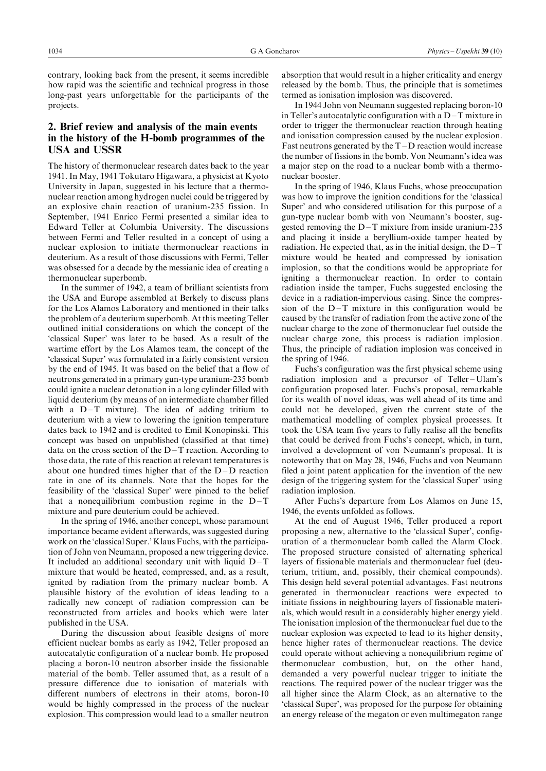contrary, looking back from the present, it seems incredible how rapid was the scientific and technical progress in those long-past years unforgettable for the participants of the projects.

## 2. Brief review and analysis of the main events in the history of the H-bomb programmes of the USA and USSR

The history of thermonuclear research dates back to the year 1941. In May, 1941 Tokutaro Higawara, a physicist at Kyoto University in Japan, suggested in his lecture that a thermonuclear reaction among hydrogen nuclei could be triggered by an explosive chain reaction of uranium-235 fission. In September, 1941 Enrico Fermi presented a similar idea to Edward Teller at Columbia University. The discussions between Fermi and Teller resulted in a concept of using a nuclear explosion to initiate thermonuclear reactions in deuterium. As a result of those discussions with Fermi, Teller was obsessed for a decade by the messianic idea of creating a thermonuclear superbomb.

In the summer of 1942, a team of brilliant scientists from the USA and Europe assembled at Berkely to discuss plans for the Los Alamos Laboratory and mentioned in their talks the problem of a deuterium superbomb. At this meeting Teller outlined initial considerations on which the concept of the 'classical Super' was later to be based. As a result of the wartime effort by the Los Alamos team, the concept of the 'classical Super' was formulated in a fairly consistent version by the end of 1945. It was based on the belief that a flow of neutrons generated in a primary gun-type uranium-235 bomb could ignite a nuclear detonation in a long cylinder filled with liquid deuterium (by means of an intermediate chamber filled with a D–T mixture). The idea of adding tritium to deuterium with a view to lowering the ignition temperature dates back to 1942 and is credited to Emil Konopinski. This concept was based on unpublished (classified at that time) data on the cross section of the D–T reaction. According to those data, the rate of this reaction at relevant temperatures is about one hundred times higher that of the D–D reaction rate in one of its channels. Note that the hopes for the feasibility of the 'classical Super' were pinned to the belief that a nonequilibrium combustion regime in the D–T mixture and pure deuterium could be achieved.

In the spring of 1946, another concept, whose paramount importance became evident afterwards, was suggested during work on the 'classical Super.' Klaus Fuchs, with the participation of John von Neumann, proposed a new triggering device. It included an additional secondary unit with liquid D–T mixture that would be heated, compressed, and, as a result, ignited by radiation from the primary nuclear bomb. A plausible history of the evolution of ideas leading to a radically new concept of radiation compression can be reconstructed from articles and books which were later published in the USA.

During the discussion about feasible designs of more efficient nuclear bombs as early as 1942, Teller proposed an autocatalytic configuration of a nuclear bomb. He proposed placing a boron-10 neutron absorber inside the fissionable material of the bomb. Teller assumed that, as a result of a pressure difference due to ionisation of materials with different numbers of electrons in their atoms, boron-10 would be highly compressed in the process of the nuclear explosion. This compression would lead to a smaller neutron absorption that would result in a higher criticality and energy released by the bomb. Thus, the principle that is sometimes termed as ionisation implosion was discovered.

In 1944 John von Neumann suggested replacing boron-10 in Teller's autocatalytic configuration with a D–T mixture in order to trigger the thermonuclear reaction through heating and ionisation compression caused by the nuclear explosion. Fast neutrons generated by the T–D reaction would increase the number of fissions in the bomb. Von Neumann's idea was a major step on the road to a nuclear bomb with a thermonuclear booster.

In the spring of 1946, Klaus Fuchs, whose preoccupation was how to improve the ignition conditions for the 'classical Super' and who considered utilisation for this purpose of a gun-type nuclear bomb with von Neumann's booster, suggested removing the D–T mixture from inside uranium-235 and placing it inside a beryllium-oxide tamper heated by radiation. He expected that, as in the initial design, the D–T mixture would be heated and compressed by ionisation implosion, so that the conditions would be appropriate for igniting a thermonuclear reaction. In order to contain radiation inside the tamper, Fuchs suggested enclosing the device in a radiation-impervious casing. Since the compression of the D–T mixture in this configuration would be caused by the transfer of radiation from the active zone of the nuclear charge to the zone of thermonuclear fuel outside the nuclear charge zone, this process is radiation implosion. Thus, the principle of radiation implosion was conceived in the spring of 1946.

Fuchs's configuration was the first physical scheme using radiation implosion and a precursor of Teller–Ulam's configuration proposed later. Fuchs's proposal, remarkable for its wealth of novel ideas, was well ahead of its time and could not be developed, given the current state of the mathematical modelling of complex physical processes. It took the USA team five years to fully realise all the benefits that could be derived from Fuchs's concept, which, in turn, involved a development of that of von Neumann's proposal. It is noteworthy that on May 28, 1946, Fuchs and von Neumann filed a joint patent application for the invention of the new design of the triggering system for the 'classical Super' using radiation implosion.

After Fuchs's departure from Los Alamos on June 15, 1946, the events unfolded as follows.

At the end of August 1946, Teller produced a report proposing a new, alternative to the 'classical Super', configuration of a thermonuclear bomb called the Alarm Clock. The proposed structure consisted of alternating spherical layers of fissionable materials and thermonuclear fuel (deuterium, tritium, and, possibly, their chemical compounds). This design held several potential advantages. Fast neutrons generated in thermonuclear reactions were expected to initiate fissions in neighbouring layers of fissionable materials, which would result in a considerably higher energy yield. The ionisation implosion of the thermonuclear fuel due to the nuclear explosion was expected to lead to its higher density, hence higher rates of thermonuclear reactions. The device could operate without achieving a nonequilibrium regime of thermonuclear combustion, but, on the other hand, demanded a very powerful nuclear trigger to initiate the reactions. The required power of the nuclear trigger was the all higher since the Alarm Clock, as an alternative to the 'classical Super', was proposed for the purpose for obtaining an energy release of the megaton or even multimegaton range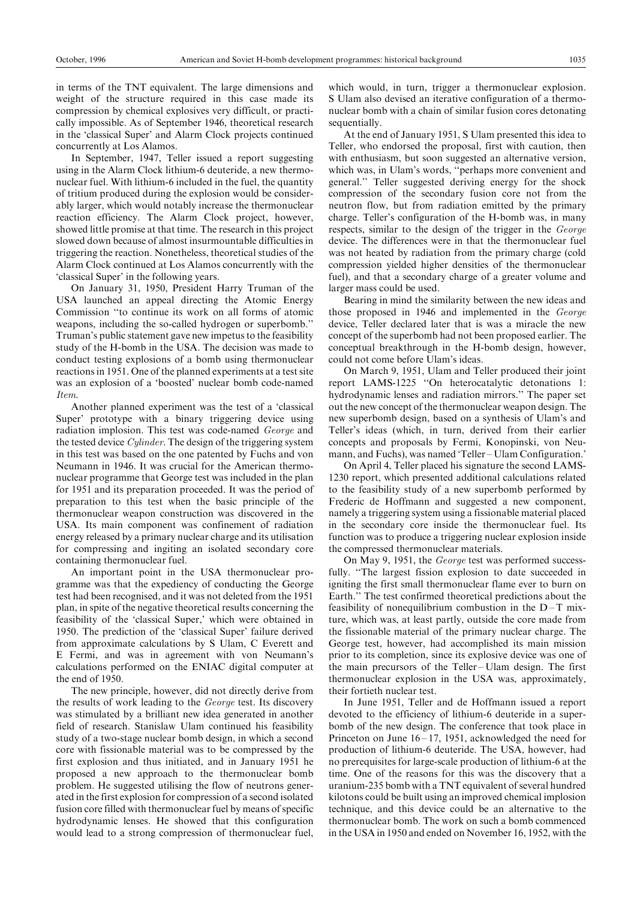in terms of the TNT equivalent. The large dimensions and weight of the structure required in this case made its compression by chemical explosives very difficult, or practically impossible. As of September 1946, theoretical research in the 'classical Super' and Alarm Clock projects continued concurrently at Los Alamos.

In September, 1947, Teller issued a report suggesting using in the Alarm Clock lithium-6 deuteride, a new thermonuclear fuel. With lithium-6 included in the fuel, the quantity of tritium produced during the explosion would be considerably larger, which would notably increase the thermonuclear reaction efficiency. The Alarm Clock project, however, showed little promise at that time. The research in this project slowed down because of almost insurmountable difficulties in triggering the reaction. Nonetheless, theoretical studies of the Alarm Clock continued at Los Alamos concurrently with the 'classical Super' in the following years.

On January 31, 1950, President Harry Truman of the USA launched an appeal directing the Atomic Energy Commission "to continue its work on all forms of atomic weapons, including the so-called hydrogen or superbomb." Truman's public statement gave new impetus to the feasibility study of the H-bomb in the USA. The decision was made to conduct testing explosions of a bomb using thermonuclear reactions in 1951. One of the planned experiments at a test site was an explosion of a 'boosted' nuclear bomb code-named *Item*.

Another planned experiment was the test of a 'classical Super' prototype with a binary triggering device using radiation implosion. This test was code-named *George* and the tested device *Cylinder*. The design of the triggering system in this test was based on the one patented by Fuchs and von Neumann in 1946. It was crucial for the American thermonuclear programme that George test was included in the plan for 1951 and its preparation proceeded. It was the period of preparation to this test when the basic principle of the thermonuclear weapon construction was discovered in the USA. Its main component was confinement of radiation energy released by a primary nuclear charge and its utilisation for compressing and ingiting an isolated secondary core containing thermonuclear fuel.

An important point in the USA thermonuclear programme was that the expediency of conducting the George test had been recognised, and it was not deleted from the 1951 plan, in spite of the negative theoretical results concerning the feasibility of the 'classical Super,' which were obtained in 1950. The prediction of the 'classical Super' failure derived from approximate calculations by S Ulam, C Everett and E Fermi, and was in agreement with von Neumann's calculations performed on the ENIAC digital computer at the end of 1950.

The new principle, however, did not directly derive from the results of work leading to the *George* test. Its discovery was stimulated by a brilliant new idea generated in another field of research. Stanislaw Ulam continued his feasibility study of a two-stage nuclear bomb design, in which a second core with fissionable material was to be compressed by the first explosion and thus initiated, and in January 1951 he proposed a new approach to the thermonuclear bomb problem. He suggested utilising the flow of neutrons generated in the first explosion for compression of a second isolated fusion core filled with thermonuclear fuel by means of specific hydrodynamic lenses. He showed that this configuration would lead to a strong compression of thermonuclear fuel, which would, in turn, trigger a thermonuclear explosion. S Ulam also devised an iterative configuration of a thermonuclear bomb with a chain of similar fusion cores detonating sequentially.

At the end of January 1951, S Ulam presented this idea to Teller, who endorsed the proposal, first with caution, then with enthusiasm, but soon suggested an alternative version, which was, in Ulam's words, "perhaps more convenient and general." Teller suggested deriving energy for the shock compression of the secondary fusion core not from the neutron flow, but from radiation emitted by the primary charge. Teller's configuration of the H-bomb was, in many respects, similar to the design of the trigger in the *George* device. The differences were in that the thermonuclear fuel was not heated by radiation from the primary charge (cold compression yielded higher densities of the thermonuclear fuel), and that a secondary charge of a greater volume and larger mass could be used.

Bearing in mind the similarity between the new ideas and those proposed in 1946 and implemented in the *George* device, Teller declared later that is was a miracle the new concept of the superbomb had not been proposed earlier. The conceptual breakthrough in the H-bomb design, however, could not come before Ulam's ideas.

On March 9, 1951, Ulam and Teller produced their joint report LAMS-1225 "On heterocatalytic detonations 1: hydrodynamic lenses and radiation mirrors." The paper set out the new concept of the thermonuclear weapon design. The new superbomb design, based on a synthesis of Ulam's and Teller's ideas (which, in turn, derived from their earlier concepts and proposals by Fermi, Konopinski, von Neumann, and Fuchs), was named 'Teller – Ulam Configuration.'

On April 4, Teller placed his signature the second LAMS-1230 report, which presented additional calculations related to the feasibility study of a new superbomb performed by Frederic de Hoffmann and suggested a new component, namely a triggering system using a fissionable material placed in the secondary core inside the thermonuclear fuel. Its function was to produce a triggering nuclear explosion inside the compressed thermonuclear materials.

On May 9, 1951, the *George* test was performed successfully. "The largest fission explosion to date succeeded in igniting the first small thermonuclear flame ever to burn on Earth." The test confirmed theoretical predictions about the feasibility of nonequilibrium combustion in the D – T mixture, which was, at least partly, outside the core made from the fissionable material of the primary nuclear charge. The George test, however, had accomplished its main mission prior to its completion, since its explosive device was one of the main precursors of the Teller – Ulam design. The first thermonuclear explosion in the USA was, approximately, their fortieth nuclear test.

In June 1951, Teller and de Hoffmann issued a report devoted to the efficiency of lithium-6 deuteride in a superbomb of the new design. The conference that took place in Princeton on June 16 – 17, 1951, acknowledged the need for production of lithium-6 deuteride. The USA, however, had no prerequisites for large-scale production of lithium-6 at the time. One of the reasons for this was the discovery that a uranium-235 bomb with a TNT equivalent of several hundred kilotons could be built using an improved chemical implosion technique, and this device could be an alternative to the thermonuclear bomb. The work on such a bomb commenced in the USA in 1950 and ended on November 16, 1952, with the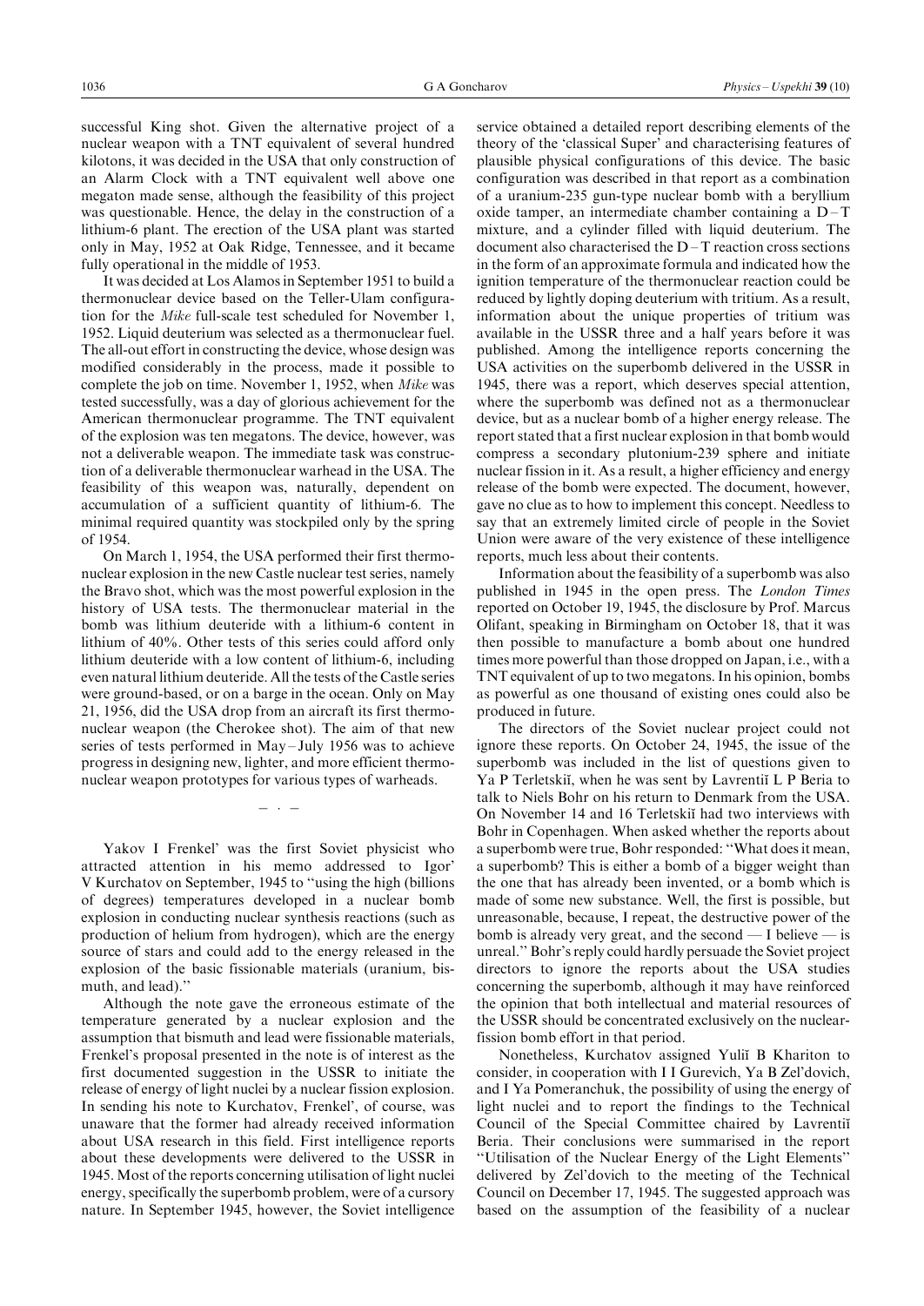successful King shot. Given the alternative project of a nuclear weapon with a TNT equivalent of several hundred kilotons, it was decided in the USA that only construction of an Alarm Clock with a TNT equivalent well above one megaton made sense, although the feasibility of this project was questionable. Hence, the delay in the construction of a lithium-6 plant. The erection of the USA plant was started only in May, 1952 at Oak Ridge, Tennessee, and it became fully operational in the middle of 1953.

It was decided at Los Alamos in September 1951 to build a thermonuclear device based on the Teller-Ulam configuration for the *Mike* full-scale test scheduled for November 1, 1952. Liquid deuterium was selected as a thermonuclear fuel. The all-out effort in constructing the device, whose design was modified considerably in the process, made it possible to complete the job on time. November 1, 1952, when *Mike* was tested successfully, was a day of glorious achievement for the American thermonuclear programme. The TNT equivalent of the explosion was ten megatons. The device, however, was not a deliverable weapon. The immediate task was construction of a deliverable thermonuclear warhead in the USA. The feasibility of this weapon was, naturally, dependent on accumulation of a sufficient quantity of lithium-6. The minimal required quantity was stockpiled only by the spring of 1954.

On March 1, 1954, the USA performed their first thermonuclear explosion in the new Castle nuclear test series, namely the Bravo shot, which was the most powerful explosion in the history of USA tests. The thermonuclear material in the bomb was lithium deuteride with a lithium-6 content in lithium of 40%. Other tests of this series could afford only lithium deuteride with a low content of lithium-6, including even natural lithium deuteride. All the tests of the Castle series were ground-based, or on a barge in the ocean. Only on May 21, 1956, did the USA drop from an aircraft its first thermonuclear weapon (the Cherokee shot). The aim of that new series of tests performed in May – July 1956 was to achieve progress in designing new, lighter, and more efficient thermonuclear weapon prototypes for various types of warheads.

— · —

Yakov I Frenkel' was the first Soviet physicist who attracted attention in his memo addressed to Igor' V Kurchatov on September, 1945 to "using the high (billions of degrees) temperatures developed in a nuclear bomb explosion in conducting nuclear synthesis reactions (such as production of helium from hydrogen), which are the energy source of stars and could add to the energy released in the explosion of the basic fissionable materials (uranium, bismuth, and lead)."

Although the note gave the erroneous estimate of the temperature generated by a nuclear explosion and the assumption that bismuth and lead were fissionable materials, Frenkel's proposal presented in the note is of interest as the first documented suggestion in the USSR to initiate the release of energy of light nuclei by a nuclear fission explosion. In sending his note to Kurchatov, Frenkel', of course, was unaware that the former had already received information about USA research in this field. First intelligence reports about these developments were delivered to the USSR in 1945. Most of the reports concerning utilisation of light nuclei energy, specifically the superbomb problem, were of a cursory nature. In September 1945, however, the Soviet intelligence service obtained a detailed report describing elements of the theory of the 'classical Super' and characterising features of plausible physical configurations of this device. The basic configuration was described in that report as a combination of a uranium-235 gun-type nuclear bomb with a beryllium oxide tamper, an intermediate chamber containing a D – T mixture, and a cylinder filled with liquid deuterium. The document also characterised the D – T reaction cross sections in the form of an approximate formula and indicated how the ignition temperature of the thermonuclear reaction could be reduced by lightly doping deuterium with tritium. As a result, information about the unique properties of tritium was available in the USSR three and a half years before it was published. Among the intelligence reports concerning the USA activities on the superbomb delivered in the USSR in 1945, there was a report, which deserves special attention, where the superbomb was defined not as a thermonuclear device, but as a nuclear bomb of a higher energy release. The report stated that a first nuclear explosion in that bomb would compress a secondary plutonium-239 sphere and initiate nuclear fission in it. As a result, a higher efficiency and energy release of the bomb were expected. The document, however, gave no clue as to how to implement this concept. Needless to say that an extremely limited circle of people in the Soviet Union were aware of the very existence of these intelligence reports, much less about their contents.

Information about the feasibility of a superbomb was also published in 1945 in the open press. The *London Times* reported on October 19, 1945, the disclosure by Prof. Marcus Olifant, speaking in Birmingham on October 18, that it was then possible to manufacture a bomb about one hundred times more powerful than those dropped on Japan, i.e., with a TNT equivalent of up to two megatons. In his opinion, bombs as powerful as one thousand of existing ones could also be produced in future.

The directors of the Soviet nuclear project could not ignore these reports. On October 24, 1945, the issue of the superbomb was included in the list of questions given to Ya P Terletskiĭ, when he was sent by Lavrentiĭ L P Beria to talk to Niels Bohr on his return to Denmark from the USA. On November 14 and 16 Terletskiĭ had two interviews with Bohr in Copenhagen. When asked whether the reports about a superbomb were true, Bohr responded: "What does it mean, a superbomb? This is either a bomb of a bigger weight than the one that has already been invented, or a bomb which is made of some new substance. Well, the first is possible, but unreasonable, because, I repeat, the destructive power of the bomb is already very great, and the second — I believe — is unreal." Bohr's reply could hardly persuade the Soviet project directors to ignore the reports about the USA studies concerning the superbomb, although it may have reinforced the opinion that both intellectual and material resources of the USSR should be concentrated exclusively on the nuclear-fission bomb effort in that period.

Nonetheless, Kurchatov assigned Yuliĭ B Khariton to consider, in cooperation with I I Gurevich, Ya B Zel'dovich, and I Ya Pomeranchuk, the possibility of using the energy of light nuclei and to report the findings to the Technical Council of the Special Committee chaired by Lavrentiĭ Beria. Their conclusions were summarised in the report "Utilisation of the Nuclear Energy of the Light Elements" delivered by Zel'dovich to the meeting of the Technical Council on December 17, 1945. The suggested approach was based on the assumption of the feasibility of a nuclear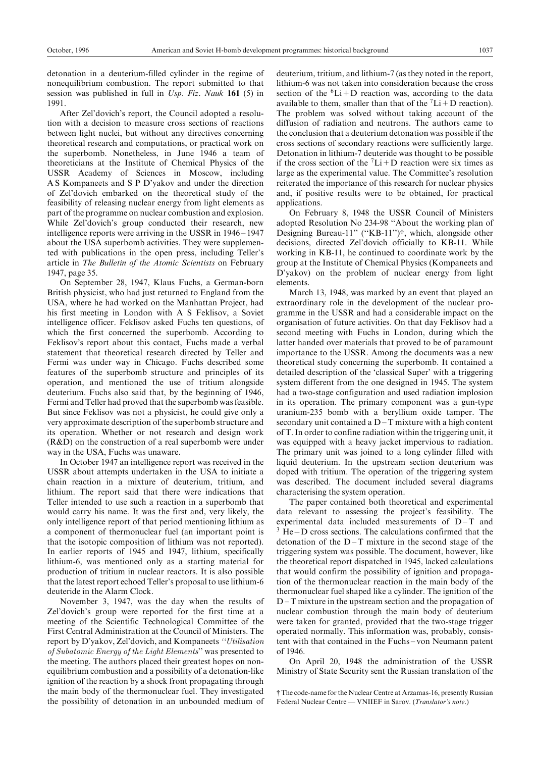detonation in a deuterium-filled cylinder in the regime of nonequilibrium combustion. The report submitted to that session was published in full in *Usp. Fiz. Nauk* **161** (5) in 1991.

After Zel'dovich's report, the Council adopted a resolution with a decision to measure cross sections of reactions between light nuclei, but without any directives concerning theoretical research and computations, or practical work on the superbomb. Nonetheless, in June 1946 a team of theoreticians at the Institute of Chemical Physics of the USSR Academy of Sciences in Moscow, including A S Kompaneets and S P D'yakov and under the direction of Zel'dovich embarked on the theoretical study of the feasibility of releasing nuclear energy from light elements as part of the programme on nuclear combustion and explosion. While Zel'dovich's group conducted their research, new intelligence reports were arriving in the USSR in 1946–1947 about the USA superbomb activities. They were supplemented with publications in the open press, including Teller's article in *The Bulletin of the Atomic Scientists* on February 1947, page 35.

On September 28, 1947, Klaus Fuchs, a German-born British physicist, who had just returned to England from the USA, where he had worked on the Manhattan Project, had his first meeting in London with A S Feklisov, a Soviet intelligence officer. Feklisov asked Fuchs ten questions, of which the first concerned the superbomb. According to Feklisov's report about this contact, Fuchs made a verbal statement that theoretical research directed by Teller and Fermi was under way in Chicago. Fuchs described some features of the superbomb structure and principles of its operation, and mentioned the use of tritium alongside deuterium. Fuchs also said that, by the beginning of 1946, Fermi and Teller had proved that the superbomb was feasible. But since Feklisov was not a physicist, he could give only a very approximate description of the superbomb structure and its operation. Whether or not research and design work (R&D) on the construction of a real superbomb were under way in the USA, Fuchs was unaware.

In October 1947 an intelligence report was received in the USSR about attempts undertaken in the USA to initiate a chain reaction in a mixture of deuterium, tritium, and lithium. The report said that there were indications that Teller intended to use such a reaction in a superbomb that would carry his name. It was the first and, very likely, the only intelligence report of that period mentioning lithium as a component of thermonuclear fuel (an important point is that the isotopic composition of lithium was not reported). In earlier reports of 1945 and 1947, lithium, specifically lithium-6, was mentioned only as a starting material for production of tritium in nuclear reactors. It is also possible that the latest report echoed Teller's proposal to use lithium-6 deuteride in the Alarm Clock.

November 3, 1947, was the day when the results of Zel'dovich's group were reported for the first time at a meeting of the Scientific Technological Committee of the First Central Administration at the Council of Ministers. The report by D'yakov, Zel'dovich, and Kompaneets "*Utilisation of Subatomic Energy of the Light Elements*" was presented to the meeting. The authors placed their greatest hopes on nonequilibrium combustion and a possibility of a detonation-like ignition of the reaction by a shock front propagating through the main body of the thermonuclear fuel. They investigated the possibility of detonation in an unbounded medium of deuterium, tritium, and lithium-7 (as they noted in the report, lithium-6 was not taken into consideration because the cross section of the $^{6}\mathrm{Li} + \mathrm{D}$ reaction was, according to the data available to them, smaller than that of the $^{7}\mathrm{Li} + \mathrm{D}$ reaction). The problem was solved without taking account of the diffusion of radiation and neutrons. The authors came to the conclusion that a deuterium detonation was possible if the cross sections of secondary reactions were sufficiently large. Detonation in lithium-7 deuteride was thought to be possible if the cross section of the $^{7}\mathrm{Li} + \mathrm{D}$ reaction were six times as large as the experimental value. The Committee's resolution reiterated the importance of this research for nuclear physics and, if positive results were to be obtained, for practical applications.

On February 8, 1948 the USSR Council of Ministers adopted Resolution No 234-98 "About the working plan of Designing Bureau-11" ("KB-11")†, which, alongside other decisions, directed Zel'dovich officially to KB-11. While working in KB-11, he continued to coordinate work by the group at the Institute of Chemical Physics (Kompaneets and D'yakov) on the problem of nuclear energy from light elements.

March 13, 1948, was marked by an event that played an extraordinary role in the development of the nuclear programme in the USSR and had a considerable impact on the organisation of future activities. On that day Feklisov had a second meeting with Fuchs in London, during which the latter handed over materials that proved to be of paramount importance to the USSR. Among the documents was a new theoretical study concerning the superbomb. It contained a detailed description of the 'classical Super' with a triggering system different from the one designed in 1945. The system had a two-stage configuration and used radiation implosion in its operation. The primary component was a gun-type uranium-235 bomb with a beryllium oxide tamper. The secondary unit contained a D–T mixture with a high content of T. In order to confine radiation within the triggering unit, it was equipped with a heavy jacket impervious to radiation. The primary unit was joined to a long cylinder filled with liquid deuterium. In the upstream section deuterium was doped with tritium. The operation of the triggering system was described. The document included several diagrams characterising the system operation.

The paper contained both theoretical and experimental data relevant to assessing the project's feasibility. The experimental data included measurements of D–T and $^{3}\mathrm{He}$–D cross sections. The calculations confirmed that the detonation of the D–T mixture in the second stage of the triggering system was possible. The document, however, like the theoretical report dispatched in 1945, lacked calculations that would confirm the possibility of ignition and propagation of the thermonuclear reaction in the main body of the thermonuclear fuel shaped like a cylinder. The ignition of the D–T mixture in the upstream section and the propagation of nuclear combustion through the main body of deuterium were taken for granted, provided that the two-stage trigger operated normally. This information was, probably, consistent with that contained in the Fuchs–von Neumann patent of 1946.

On April 20, 1948 the administration of the USSR Ministry of State Security sent the Russian translation of the

† The code-name for the Nuclear Centre at Arzamas-16, presently Russian Federal Nuclear Centre — VNIIEF in Sarov. (*Translator's note*.)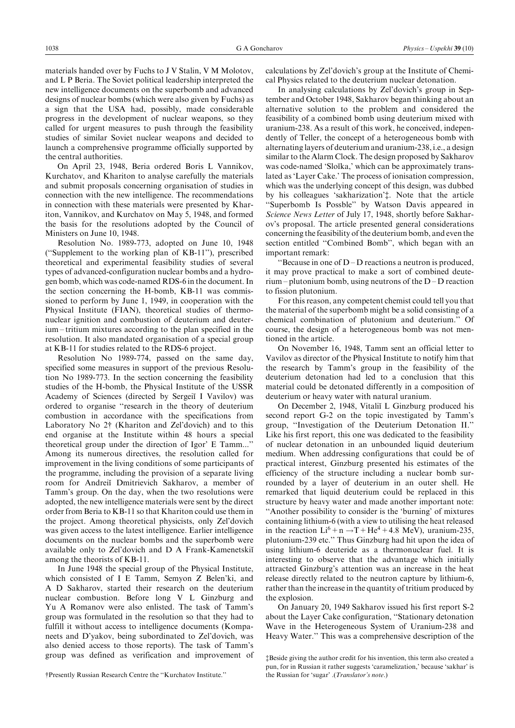materials handed over by Fuchs to J V Stalin, V M Molotov, and L P Beria. The Soviet political leadership interpreted the new intelligence documents on the superbomb and advanced designs of nuclear bombs (which were also given by Fuchs) as a sign that the USA had, possibly, made considerable progress in the development of nuclear weapons, so they called for urgent measures to push through the feasibility studies of similar Soviet nuclear weapons and decided to launch a comprehensive programme officially supported by the central authorities.

On April 23, 1948, Beria ordered Boris L Vannikov, Kurchatov, and Khariton to analyse carefully the materials and submit proposals concerning organisation of studies in connection with the new intelligence. The recommendations in connection with these materials were presented by Khariton, Vannikov, and Kurchatov on May 5, 1948, and formed the basis for the resolutions adopted by the Council of Ministers on June 10, 1948.

Resolution No. 1989-773, adopted on June 10, 1948 ("Supplement to the working plan of KB-11"), prescribed theoretical and experimental feasibility studies of several types of advanced-configuration nuclear bombs and a hydrogen bomb, which was code-named RDS-6 in the document. In the section concerning the H-bomb, KB-11 was commissioned to perform by June 1, 1949, in cooperation with the Physical Institute (FIAN), theoretical studies of thermonuclear ignition and combustion of deuterium and deuterium – tritium mixtures according to the plan specified in the resolution. It also mandated organisation of a special group at KB-11 for studies related to the RDS-6 project.

Resolution No 1989-774, passed on the same day, specified some measures in support of the previous Resolution No 1989-773. In the section concerning the feasibility studies of the H-bomb, the Physical Institute of the USSR Academy of Sciences (directed by Sergeĭ I Vavilov) was ordered to organise "research in the theory of deuterium combustion in accordance with the specifications from Laboratory No 2† (Khariton and Zel'dovich) and to this end organise at the Institute within 48 hours a special theoretical group under the direction of Igor' E Tamm..." Among its numerous directives, the resolution called for improvement in the living conditions of some participants of the programme, including the provision of a separate living room for Andreĭ Dmitrievich Sakharov, a member of Tamm's group. On the day, when the two resolutions were adopted, the new intelligence materials were sent by the direct order from Beria to KB-11 so that Khariton could use them in the project. Among theoretical physicists, only Zel'dovich was given access to the latest intelligence. Earlier intelligence documents on the nuclear bombs and the superbomb were available only to Zel'dovich and D A Frank-Kamenetskiĭ among the theorists of KB-11.

In June 1948 the special group of the Physical Institute, which consisted of I E Tamm, Semyon Z Belen'ki, and A D Sakharov, started their research on the deuterium nuclear combustion. Before long V L Ginzburg and Yu A Romanov were also enlisted. The task of Tamm's group was formulated in the resolution so that they had to fulfill it without access to intelligence documents (Kompaneets and D'yakov, being subordinated to Zel'dovich, was also denied access to those reports). The task of Tamm's group was defined as verification and improvement of calculations by Zel'dovich's group at the Institute of Chemical Physics related to the deuterium nuclear detonation.

In analysing calculations by Zel'dovich's group in September and October 1948, Sakharov began thinking about an alternative solution to the problem and considered the feasibility of a combined bomb using deuterium mixed with uranium-238. As a result of this work, he conceived, independently of Teller, the concept of a heterogeneous bomb with alternating layers of deuterium and uranium-238, i.e., a design similar to the Alarm Clock. The design proposed by Sakharov was code-named 'Sloĭka,' which can be approximately translated as 'Layer Cake.' The process of ionisation compression, which was the underlying concept of this design, was dubbed by his colleagues 'sakharization'‡. Note that the article "Superbomb Is Possble" by Watson Davis appeared in *Science News Letter* of July 17, 1948, shortly before Sakharov's proposal. The article presented general considerations concerning the feasibility of the deuterium bomb, and even the section entitled "Combined Bomb", which began with an important remark:

"Because in one of D – D reactions a neutron is produced, it may prove practical to make a sort of combined deuterium – plutonium bomb, using neutrons of the D – D reaction to fission plutonium.

For this reason, any competent chemist could tell you that the material of the superbomb might be a solid consisting of a chemical combination of plutonium and deuterium." Of course, the design of a heterogeneous bomb was not mentioned in the article.

On November 16, 1948, Tamm sent an official letter to Vavilov as director of the Physical Institute to notify him that the research by Tamm's group in the feasibility of the deuterium detonation had led to a conclusion that this material could be detonated differently in a composition of deuterium or heavy water with natural uranium.

On December 2, 1948, Vitaliĭ L Ginzburg produced his second report G-2 on the topic investigated by Tamm's group, "Investigation of the Deuterium Detonation II." Like his first report, this one was dedicated to the feasibility of nuclear detonation in an unbounded liquid deuterium medium. When addressing configurations that could be of practical interest, Ginzburg presented his estimates of the efficiency of the structure including a nuclear bomb surrounded by a layer of deuterium in an outer shell. He remarked that liquid deuterium could be replaced in this structure by heavy water and made another important note: "Another possibility to consider is the 'burning' of mixtures containing lithium-6 (with a view to utilising the heat released in the reaction $Li^6 + n \rightarrow T + He^4 + 4.8$ MeV), uranium-235, plutonium-239 etc." Thus Ginzburg had hit upon the idea of using lithium-6 deuteride as a thermonuclear fuel. It is interesting to observe that the advantage which initially attracted Ginzburg's attention was an increase in the heat release directly related to the neutron capture by lithium-6, rather than the increase in the quantity of tritium produced by the explosion.

On January 20, 1949 Sakharov issued his first report S-2 about the Layer Cake configuration, "Stationary detonation Wave in the Heterogeneous System of Uranium-238 and Heavy Water." This was a comprehensive description of the

†Presently Russian Research Centre the "Kurchatov Institute."

‡Beside giving the author credit for his invention, this term also created a pun, for in Russian it rather suggests 'caramelization,' because 'sakhar' is the Russian for 'sugar' .(*Translator's note*.)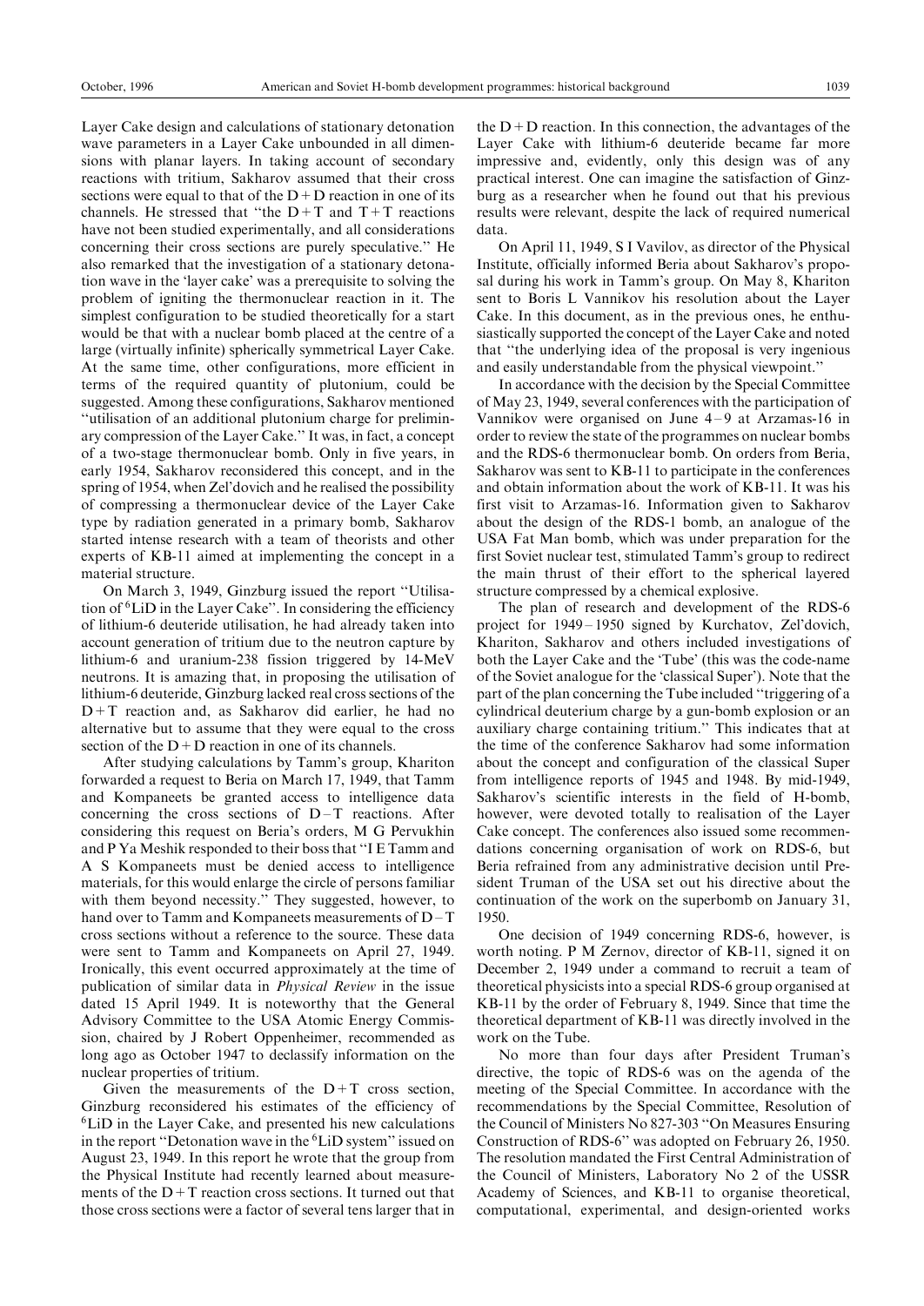Layer Cake design and calculations of stationary detonation wave parameters in a Layer Cake unbounded in all dimensions with planar layers. In taking account of secondary reactions with tritium, Sakharov assumed that their cross sections were equal to that of the D + D reaction in one of its channels. He stressed that "the D + T and T + T reactions have not been studied experimentally, and all considerations concerning their cross sections are purely speculative." He also remarked that the investigation of a stationary detonation wave in the 'layer cake' was a prerequisite to solving the problem of igniting the thermonuclear reaction in it. The simplest configuration to be studied theoretically for a start would be that with a nuclear bomb placed at the centre of a large (virtually infinite) spherically symmetrical Layer Cake. At the same time, other configurations, more efficient in terms of the required quantity of plutonium, could be suggested. Among these configurations, Sakharov mentioned "utilisation of an additional plutonium charge for preliminary compression of the Layer Cake." It was, in fact, a concept of a two-stage thermonuclear bomb. Only in five years, in early 1954, Sakharov reconsidered this concept, and in the spring of 1954, when Zel'dovich and he realised the possibility of compressing a thermonuclear device of the Layer Cake type by radiation generated in a primary bomb, Sakharov started intense research with a team of theorists and other experts of KB-11 aimed at implementing the concept in a material structure.

On March 3, 1949, Ginzburg issued the report "Utilisation of $^6$LiD in the Layer Cake". In considering the efficiency of lithium-6 deuteride utilisation, he had already taken into account generation of tritium due to the neutron capture by lithium-6 and uranium-238 fission triggered by 14-MeV neutrons. It is amazing that, in proposing the utilisation of lithium-6 deuteride, Ginzburg lacked real cross sections of the D + T reaction and, as Sakharov did earlier, he had no alternative but to assume that they were equal to the cross section of the D + D reaction in one of its channels.

After studying calculations by Tamm's group, Khariton forwarded a request to Beria on March 17, 1949, that Tamm and Kompaneets be granted access to intelligence data concerning the cross sections of D–T reactions. After considering this request on Beria's orders, M G Pervukhin and P Ya Meshik responded to their boss that "I E Tamm and A S Kompaneets must be denied access to intelligence materials, for this would enlarge the circle of persons familiar with them beyond necessity." They suggested, however, to hand over to Tamm and Kompaneets measurements of D–T cross sections without a reference to the source. These data were sent to Tamm and Kompaneets on April 27, 1949. Ironically, this event occurred approximately at the time of publication of similar data in *Physical Review* in the issue dated 15 April 1949. It is noteworthy that the General Advisory Committee to the USA Atomic Energy Commission, chaired by J Robert Oppenheimer, recommended as long ago as October 1947 to declassify information on the nuclear properties of tritium.

Given the measurements of the D + T cross section, Ginzburg reconsidered his estimates of the efficiency of $^6$LiD in the Layer Cake, and presented his new calculations in the report "Detonation wave in the $^6$LiD system" issued on August 23, 1949. In this report he wrote that the group from the Physical Institute had recently learned about measurements of the D + T reaction cross sections. It turned out that those cross sections were a factor of several tens larger that in the D + D reaction. In this connection, the advantages of the Layer Cake with lithium-6 deuteride became far more impressive and, evidently, only this design was of any practical interest. One can imagine the satisfaction of Ginzburg as a researcher when he found out that his previous results were relevant, despite the lack of required numerical data.

On April 11, 1949, S I Vavilov, as director of the Physical Institute, officially informed Beria about Sakharov's proposal during his work in Tamm's group. On May 8, Khariton sent to Boris L Vannikov his resolution about the Layer Cake. In this document, as in the previous ones, he enthusiastically supported the concept of the Layer Cake and noted that "the underlying idea of the proposal is very ingenious and easily understandable from the physical viewpoint."

In accordance with the decision by the Special Committee of May 23, 1949, several conferences with the participation of Vannikov were organised on June 4–9 at Arzamas-16 in order to review the state of the programmes on nuclear bombs and the RDS-6 thermonuclear bomb. On orders from Beria, Sakharov was sent to KB-11 to participate in the conferences and obtain information about the work of KB-11. It was his first visit to Arzamas-16. Information given to Sakharov about the design of the RDS-1 bomb, an analogue of the USA Fat Man bomb, which was under preparation for the first Soviet nuclear test, stimulated Tamm's group to redirect the main thrust of their effort to the spherical layered structure compressed by a chemical explosive.

The plan of research and development of the RDS-6 project for 1949–1950 signed by Kurchatov, Zel'dovich, Khariton, Sakharov and others included investigations of both the Layer Cake and the 'Tube' (this was the code-name of the Soviet analogue for the 'classical Super'). Note that the part of the plan concerning the Tube included "triggering of a cylindrical deuterium charge by a gun-bomb explosion or an auxiliary charge containing tritium." This indicates that at the time of the conference Sakharov had some information about the concept and configuration of the classical Super from intelligence reports of 1945 and 1948. By mid-1949, Sakharov's scientific interests in the field of H-bomb, however, were devoted totally to realisation of the Layer Cake concept. The conferences also issued some recommendations concerning organisation of work on RDS-6, but Beria refrained from any administrative decision until President Truman of the USA set out his directive about the continuation of the work on the superbomb on January 31, 1950.

One decision of 1949 concerning RDS-6, however, is worth noting. P M Zernov, director of KB-11, signed it on December 2, 1949 under a command to recruit a team of theoretical physicists into a special RDS-6 group organised at KB-11 by the order of February 8, 1949. Since that time the theoretical department of KB-11 was directly involved in the work on the Tube.

No more than four days after President Truman's directive, the topic of RDS-6 was on the agenda of the meeting of the Special Committee. In accordance with the recommendations by the Special Committee, Resolution of the Council of Ministers No 827-303 "On Measures Ensuring Construction of RDS-6" was adopted on February 26, 1950. The resolution mandated the First Central Administration of the Council of Ministers, Laboratory No 2 of the USSR Academy of Sciences, and KB-11 to organise theoretical, computational, experimental, and design-oriented works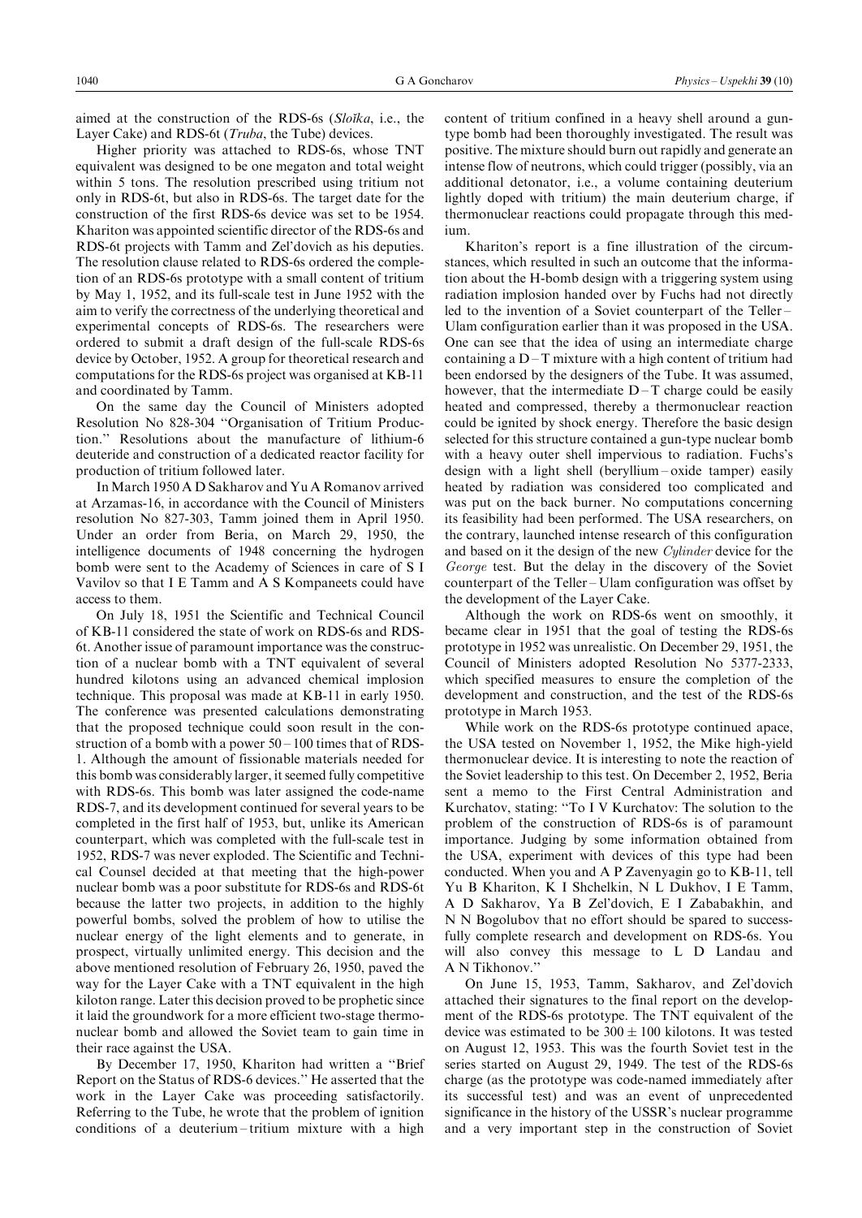aimed at the construction of the RDS-6s (*Sloĭka*, i.e., the Layer Cake) and RDS-6t (*Truba*, the Tube) devices.

Higher priority was attached to RDS-6s, whose TNT equivalent was designed to be one megaton and total weight within 5 tons. The resolution prescribed using tritium not only in RDS-6t, but also in RDS-6s. The target date for the construction of the first RDS-6s device was set to be 1954. Khariton was appointed scientific director of the RDS-6s and RDS-6t projects with Tamm and Zel'dovich as his deputies. The resolution clause related to RDS-6s ordered the completion of an RDS-6s prototype with a small content of tritium by May 1, 1952, and its full-scale test in June 1952 with the aim to verify the correctness of the underlying theoretical and experimental concepts of RDS-6s. The researchers were ordered to submit a draft design of the full-scale RDS-6s device by October, 1952. A group for theoretical research and computations for the RDS-6s project was organised at KB-11 and coordinated by Tamm.

On the same day the Council of Ministers adopted Resolution No 828-304 "Organisation of Tritium Production." Resolutions about the manufacture of lithium-6 deuteride and construction of a dedicated reactor facility for production of tritium followed later.

In March 1950 A D Sakharov and Yu A Romanov arrived at Arzamas-16, in accordance with the Council of Ministers resolution No 827-303, Tamm joined them in April 1950. Under an order from Beria, on March 29, 1950, the intelligence documents of 1948 concerning the hydrogen bomb were sent to the Academy of Sciences in care of S I Vavilov so that I E Tamm and A S Kompaneets could have access to them.

On July 18, 1951 the Scientific and Technical Council of KB-11 considered the state of work on RDS-6s and RDS-6t. Another issue of paramount importance was the construction of a nuclear bomb with a TNT equivalent of several hundred kilotons using an advanced chemical implosion technique. This proposal was made at KB-11 in early 1950. The conference was presented calculations demonstrating that the proposed technique could soon result in the construction of a bomb with a power 50 – 100 times that of RDS-1. Although the amount of fissionable materials needed for this bomb was considerably larger, it seemed fully competitive with RDS-6s. This bomb was later assigned the code-name RDS-7, and its development continued for several years to be completed in the first half of 1953, but, unlike its American counterpart, which was completed with the full-scale test in 1952, RDS-7 was never exploded. The Scientific and Technical Counsel decided at that meeting that the high-power nuclear bomb was a poor substitute for RDS-6s and RDS-6t because the latter two projects, in addition to the highly powerful bombs, solved the problem of how to utilise the nuclear energy of the light elements and to generate, in prospect, virtually unlimited energy. This decision and the above mentioned resolution of February 26, 1950, paved the way for the Layer Cake with a TNT equivalent in the high kiloton range. Later this decision proved to be prophetic since it laid the groundwork for a more efficient two-stage thermonuclear bomb and allowed the Soviet team to gain time in their race against the USA.

By December 17, 1950, Khariton had written a "Brief Report on the Status of RDS-6 devices." He asserted that the work in the Layer Cake was proceeding satisfactorily. Referring to the Tube, he wrote that the problem of ignition conditions of a deuterium – tritium mixture with a high content of tritium confined in a heavy shell around a gun-type bomb had been thoroughly investigated. The result was positive. The mixture should burn out rapidly and generate an intense flow of neutrons, which could trigger (possibly, via an additional detonator, i.e., a volume containing deuterium lightly doped with tritium) the main deuterium charge, if thermonuclear reactions could propagate through this medium.

Khariton's report is a fine illustration of the circumstances, which resulted in such an outcome that the information about the H-bomb design with a triggering system using radiation implosion handed over by Fuchs had not directly led to the invention of a Soviet counterpart of the Teller – Ulam configuration earlier than it was proposed in the USA. One can see that the idea of using an intermediate charge containing a D – T mixture with a high content of tritium had been endorsed by the designers of the Tube. It was assumed, however, that the intermediate D – T charge could be easily heated and compressed, thereby a thermonuclear reaction could be ignited by shock energy. Therefore the basic design selected for this structure contained a gun-type nuclear bomb with a heavy outer shell impervious to radiation. Fuchs's design with a light shell (beryllium – oxide tamper) easily heated by radiation was considered too complicated and was put on the back burner. No computations concerning its feasibility had been performed. The USA researchers, on the contrary, launched intense research of this configuration and based on it the design of the new *Cylinder* device for the *George* test. But the delay in the discovery of the Soviet counterpart of the Teller – Ulam configuration was offset by the development of the Layer Cake.

Although the work on RDS-6s went on smoothly, it became clear in 1951 that the goal of testing the RDS-6s prototype in 1952 was unrealistic. On December 29, 1951, the Council of Ministers adopted Resolution No 5377-2333, which specified measures to ensure the completion of the development and construction, and the test of the RDS-6s prototype in March 1953.

While work on the RDS-6s prototype continued apace, the USA tested on November 1, 1952, the Mike high-yield thermonuclear device. It is interesting to note the reaction of the Soviet leadership to this test. On December 2, 1952, Beria sent a memo to the First Central Administration and Kurchatov, stating: "To I V Kurchatov: The solution to the problem of the construction of RDS-6s is of paramount importance. Judging by some information obtained from the USA, experiment with devices of this type had been conducted. When you and A P Zavenyagin go to KB-11, tell Yu B Khariton, K I Shchelkin, N L Dukhov, I E Tamm, A D Sakharov, Ya B Zel'dovich, E I Zababakhin, and N N Bogolubov that no effort should be spared to successfully complete research and development on RDS-6s. You will also convey this message to L D Landau and A N Tikhonov."

On June 15, 1953, Tamm, Sakharov, and Zel'dovich attached their signatures to the final report on the development of the RDS-6s prototype. The TNT equivalent of the device was estimated to be $300 \pm 100$ kilotons. It was tested on August 12, 1953. This was the fourth Soviet test in the series started on August 29, 1949. The test of the RDS-6s charge (as the prototype was code-named immediately after its successful test) and was an event of unprecedented significance in the history of the USSR's nuclear programme and a very important step in the construction of Soviet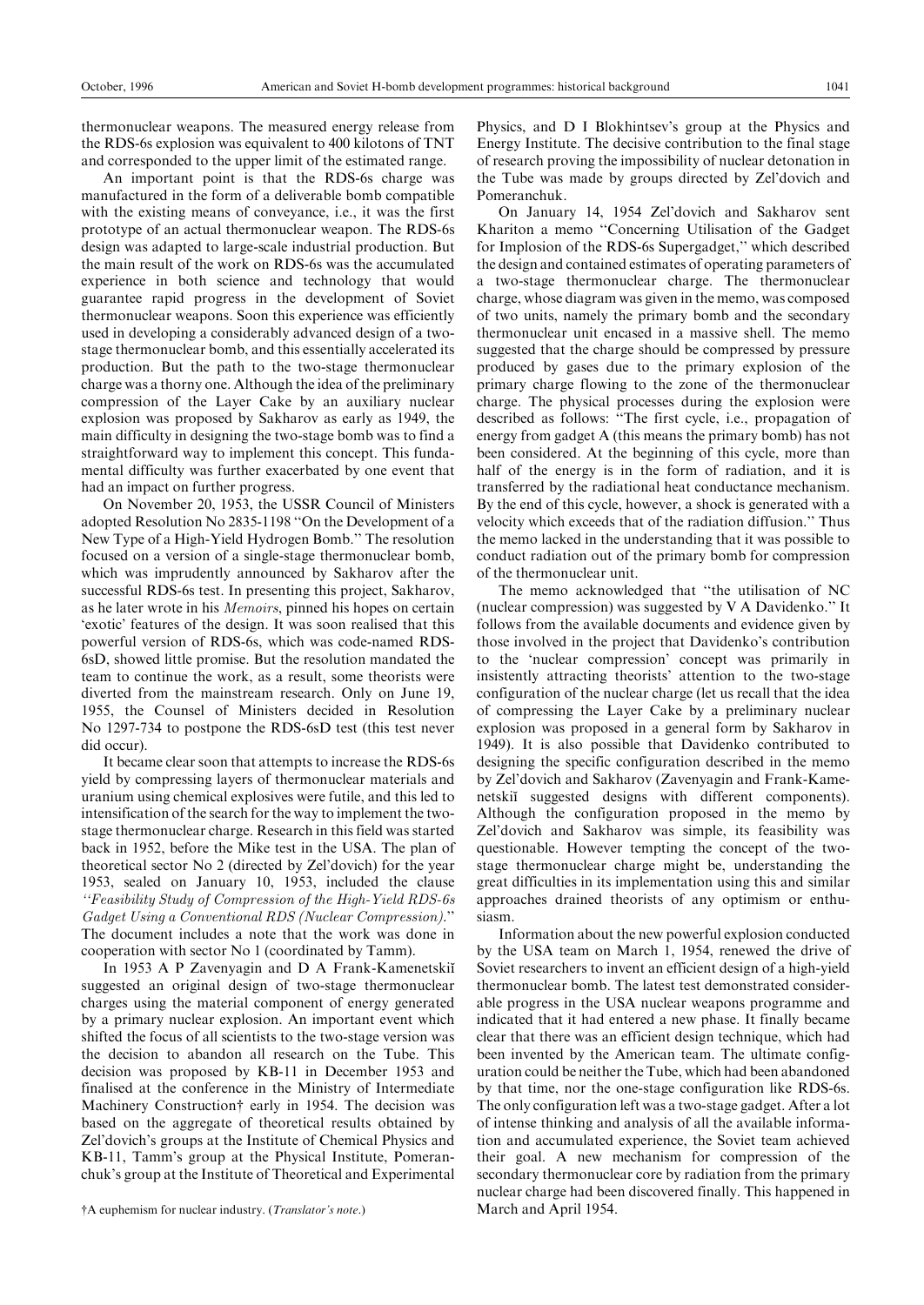thermonuclear weapons. The measured energy release from the RDS-6s explosion was equivalent to 400 kilotons of TNT and corresponded to the upper limit of the estimated range.

An important point is that the RDS-6s charge was manufactured in the form of a deliverable bomb compatible with the existing means of conveyance, i.e., it was the first prototype of an actual thermonuclear weapon. The RDS-6s design was adapted to large-scale industrial production. But the main result of the work on RDS-6s was the accumulated experience in both science and technology that would guarantee rapid progress in the development of Soviet thermonuclear weapons. Soon this experience was efficiently used in developing a considerably advanced design of a two-stage thermonuclear bomb, and this essentially accelerated its production. But the path to the two-stage thermonuclear charge was a thorny one. Although the idea of the preliminary compression of the Layer Cake by an auxiliary nuclear explosion was proposed by Sakharov as early as 1949, the main difficulty in designing the two-stage bomb was to find a straightforward way to implement this concept. This fundamental difficulty was further exacerbated by one event that had an impact on further progress.

On November 20, 1953, the USSR Council of Ministers adopted Resolution No 2835-1198 "On the Development of a New Type of a High-Yield Hydrogen Bomb." The resolution focused on a version of a single-stage thermonuclear bomb, which was imprudently announced by Sakharov after the successful RDS-6s test. In presenting this project, Sakharov, as he later wrote in his *Memoirs*, pinned his hopes on certain 'exotic' features of the design. It was soon realised that this powerful version of RDS-6s, which was code-named RDS-6sD, showed little promise. But the resolution mandated the team to continue the work, as a result, some theorists were diverted from the mainstream research. Only on June 19, 1955, the Counsel of Ministers decided in Resolution No 1297-734 to postpone the RDS-6sD test (this test never did occur).

It became clear soon that attempts to increase the RDS-6s yield by compressing layers of thermonuclear materials and uranium using chemical explosives were futile, and this led to intensification of the search for the way to implement the two-stage thermonuclear charge. Research in this field was started back in 1952, before the Mike test in the USA. The plan of theoretical sector No 2 (directed by Zel'dovich) for the year 1953, sealed on January 10, 1953, included the clause *"Feasibility Study of Compression of the High-Yield RDS-6s Gadget Using a Conventional RDS (Nuclear Compression)."* The document includes a note that the work was done in cooperation with sector No 1 (coordinated by Tamm).

In 1953 A P Zavenyagin and D A Frank-Kamenetskiĭ suggested an original design of two-stage thermonuclear charges using the material component of energy generated by a primary nuclear explosion. An important event which shifted the focus of all scientists to the two-stage version was the decision to abandon all research on the Tube. This decision was proposed by KB-11 in December 1953 and finalised at the conference in the Ministry of Intermediate Machinery Construction† early in 1954. The decision was based on the aggregate of theoretical results obtained by Zel'dovich's groups at the Institute of Chemical Physics and KB-11, Tamm's group at the Physical Institute, Pomeranchuk's group at the Institute of Theoretical and Experimental Physics, and D I Blokhintsev's group at the Physics and Energy Institute. The decisive contribution to the final stage of research proving the impossibility of nuclear detonation in the Tube was made by groups directed by Zel'dovich and Pomeranchuk.

†A euphemism for nuclear industry. (*Translator's note*.)

On January 14, 1954 Zel'dovich and Sakharov sent Khariton a memo "Concerning Utilisation of the Gadget for Implosion of the RDS-6s Supergadget," which described the design and contained estimates of operating parameters of a two-stage thermonuclear charge. The thermonuclear charge, whose diagram was given in the memo, was composed of two units, namely the primary bomb and the secondary thermonuclear unit encased in a massive shell. The memo suggested that the charge should be compressed by pressure produced by gases due to the primary explosion of the primary charge flowing to the zone of the thermonuclear charge. The physical processes during the explosion were described as follows: "The first cycle, i.e., propagation of energy from gadget A (this means the primary bomb) has not been considered. At the beginning of this cycle, more than half of the energy is in the form of radiation, and it is transferred by the radiational heat conductance mechanism. By the end of this cycle, however, a shock is generated with a velocity which exceeds that of the radiation diffusion." Thus the memo lacked in the understanding that it was possible to conduct radiation out of the primary bomb for compression of the thermonuclear unit.

The memo acknowledged that "the utilisation of NC (nuclear compression) was suggested by V A Davidenko." It follows from the available documents and evidence given by those involved in the project that Davidenko's contribution to the 'nuclear compression' concept was primarily in insistently attracting theorists' attention to the two-stage configuration of the nuclear charge (let us recall that the idea of compressing the Layer Cake by a preliminary nuclear explosion was proposed in a general form by Sakharov in 1949). It is also possible that Davidenko contributed to designing the specific configuration described in the memo by Zel'dovich and Sakharov (Zavenyagin and Frank-Kamenetskiĭ suggested designs with different components). Although the configuration proposed in the memo by Zel'dovich and Sakharov was simple, its feasibility was questionable. However tempting the concept of the two-stage thermonuclear charge might be, understanding the great difficulties in its implementation using this and similar approaches drained theorists of any optimism or enthusiasm.

Information about the new powerful explosion conducted by the USA team on March 1, 1954, renewed the drive of Soviet researchers to invent an efficient design of a high-yield thermonuclear bomb. The latest test demonstrated considerable progress in the USA nuclear weapons programme and indicated that it had entered a new phase. It finally became clear that there was an efficient design technique, which had been invented by the American team. The ultimate configuration could be neither the Tube, which had been abandoned by that time, nor the one-stage configuration like RDS-6s. The only configuration left was a two-stage gadget. After a lot of intense thinking and analysis of all the available information and accumulated experience, the Soviet team achieved their goal. A new mechanism for compression of the secondary thermonuclear core by radiation from the primary nuclear charge had been discovered finally. This happened in March and April 1954.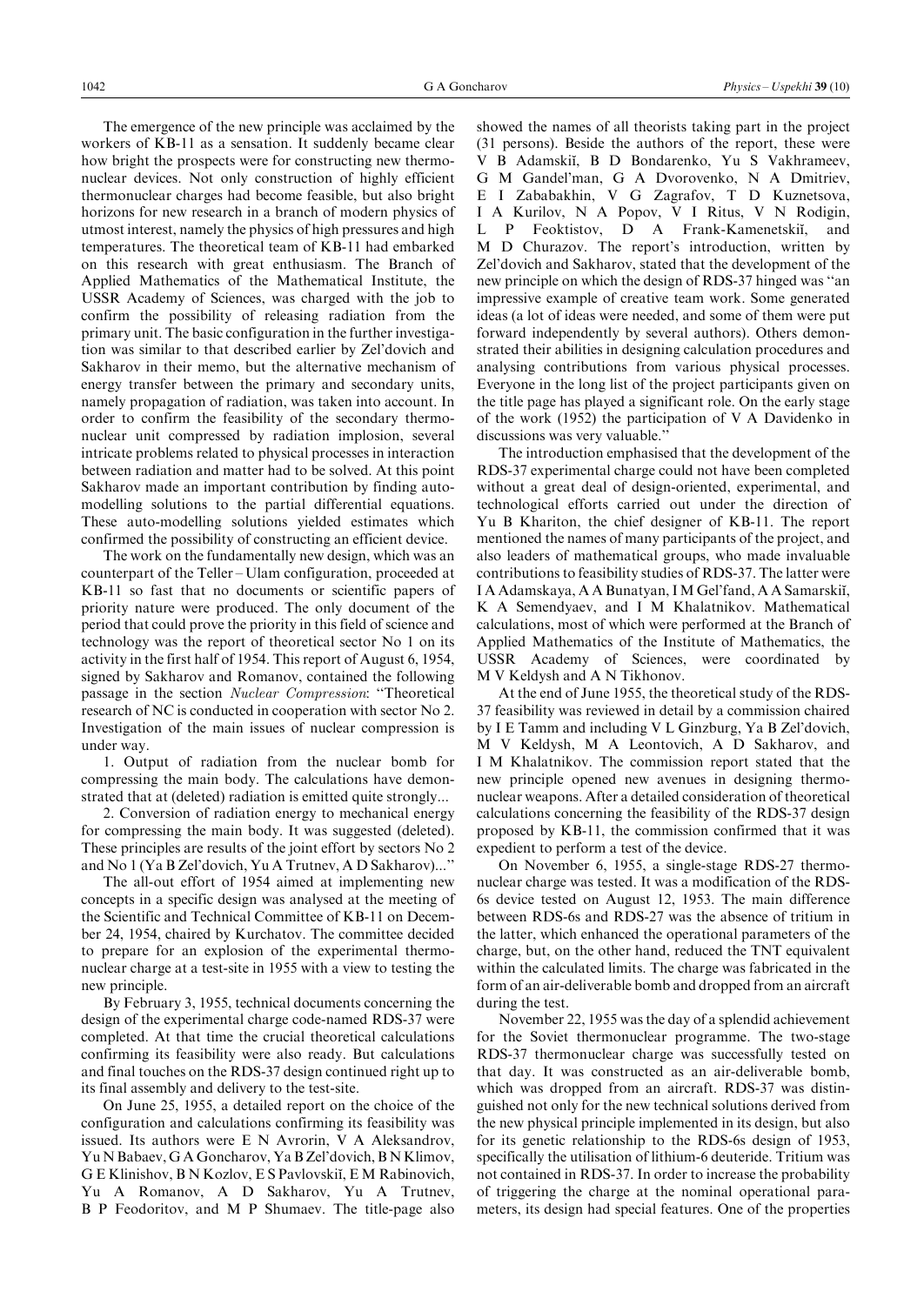The emergence of the new principle was acclaimed by the workers of KB-11 as a sensation. It suddenly became clear how bright the prospects were for constructing new thermonuclear devices. Not only construction of highly efficient thermonuclear charges had become feasible, but also bright horizons for new research in a branch of modern physics of utmost interest, namely the physics of high pressures and high temperatures. The theoretical team of KB-11 had embarked on this research with great enthusiasm. The Branch of Applied Mathematics of the Mathematical Institute, the USSR Academy of Sciences, was charged with the job to confirm the possibility of releasing radiation from the primary unit. The basic configuration in the further investigation was similar to that described earlier by Zel'dovich and Sakharov in their memo, but the alternative mechanism of energy transfer between the primary and secondary units, namely propagation of radiation, was taken into account. In order to confirm the feasibility of the secondary thermonuclear unit compressed by radiation implosion, several intricate problems related to physical processes in interaction between radiation and matter had to be solved. At this point Sakharov made an important contribution by finding auto-modelling solutions to the partial differential equations. These auto-modelling solutions yielded estimates which confirmed the possibility of constructing an efficient device.

The work on the fundamentally new design, which was an counterpart of the Teller–Ulam configuration, proceeded at KB-11 so fast that no documents or scientific papers of priority nature were produced. The only document of the period that could prove the priority in this field of science and technology was the report of theoretical sector No 1 on its activity in the first half of 1954. This report of August 6, 1954, signed by Sakharov and Romanov, contained the following passage in the section *Nuclear Compression*: "Theoretical research of NC is conducted in cooperation with sector No 2. Investigation of the main issues of nuclear compression is under way.

1. Output of radiation from the nuclear bomb for compressing the main body. The calculations have demonstrated that at (deleted) radiation is emitted quite strongly...

2. Conversion of radiation energy to mechanical energy for compressing the main body. It was suggested (deleted). These principles are results of the joint effort by sectors No 2 and No 1 (Ya B Zel'dovich, Yu A Trutnev, A D Sakharov)..."

The all-out effort of 1954 aimed at implementing new concepts in a specific design was analysed at the meeting of the Scientific and Technical Committee of KB-11 on December 24, 1954, chaired by Kurchatov. The committee decided to prepare for an explosion of the experimental thermonuclear charge at a test-site in 1955 with a view to testing the new principle.

By February 3, 1955, technical documents concerning the design of the experimental charge code-named RDS-37 were completed. At that time the crucial theoretical calculations confirming its feasibility were also ready. But calculations and final touches on the RDS-37 design continued right up to its final assembly and delivery to the test-site.

On June 25, 1955, a detailed report on the choice of the configuration and calculations confirming its feasibility was issued. Its authors were E N Avrorin, V A Aleksandrov, Yu N Babaev, G A Goncharov, Ya B Zel'dovich, B N Klimov, G E Klinishov, B N Kozlov, E S Pavlovskiĭ, E M Rabinovich, Yu A Romanov, A D Sakharov, Yu A Trutnev, B P Feodoritov, and M P Shumaev. The title-page also showed the names of all theorists taking part in the project (31 persons). Beside the authors of the report, these were V B Adamskiĭ, B D Bondarenko, Yu S Vakhrameev, G M Gandel'man, G A Dvorovenko, N A Dmitriev, E I Zababakhin, V G Zagrafov, T D Kuznetsova, I A Kurilov, N A Popov, V I Ritus, V N Rodigin, L P Feoktistov, D A Frank-Kamenetskiĭ, and M D Churazov. The report's introduction, written by Zel'dovich and Sakharov, stated that the development of the new principle on which the design of RDS-37 hinged was "an impressive example of creative team work. Some generated ideas (a lot of ideas were needed, and some of them were put forward independently by several authors). Others demonstrated their abilities in designing calculation procedures and analysing contributions from various physical processes. Everyone in the long list of the project participants given on the title page has played a significant role. On the early stage of the work (1952) the participation of V A Davidenko in discussions was very valuable."

The introduction emphasised that the development of the RDS-37 experimental charge could not have been completed without a great deal of design-oriented, experimental, and technological efforts carried out under the direction of Yu B Khariton, the chief designer of KB-11. The report mentioned the names of many participants of the project, and also leaders of mathematical groups, who made invaluable contributions to feasibility studies of RDS-37. The latter were I A Adamskaya, A A Bunatyan, I M Gel'fand, A A Samarskiĭ, K A Semendyaev, and I M Khalatnikov. Mathematical calculations, most of which were performed at the Branch of Applied Mathematics of the Institute of Mathematics, the USSR Academy of Sciences, were coordinated by M V Keldysh and A N Tikhonov.

At the end of June 1955, the theoretical study of the RDS-37 feasibility was reviewed in detail by a commission chaired by I E Tamm and including V L Ginzburg, Ya B Zel'dovich, M V Keldysh, M A Leontovich, A D Sakharov, and I M Khalatnikov. The commission report stated that the new principle opened new avenues in designing thermonuclear weapons. After a detailed consideration of theoretical calculations concerning the feasibility of the RDS-37 design proposed by KB-11, the commission confirmed that it was expedient to perform a test of the device.

On November 6, 1955, a single-stage RDS-27 thermonuclear charge was tested. It was a modification of the RDS-6s device tested on August 12, 1953. The main difference between RDS-6s and RDS-27 was the absence of tritium in the latter, which enhanced the operational parameters of the charge, but, on the other hand, reduced the TNT equivalent within the calculated limits. The charge was fabricated in the form of an air-deliverable bomb and dropped from an aircraft during the test.

November 22, 1955 was the day of a splendid achievement for the Soviet thermonuclear programme. The two-stage RDS-37 thermonuclear charge was successfully tested on that day. It was constructed as an air-deliverable bomb, which was dropped from an aircraft. RDS-37 was distinguished not only for the new technical solutions derived from the new physical principle implemented in its design, but also for its genetic relationship to the RDS-6s design of 1953, specifically the utilisation of lithium-6 deuteride. Tritium was not contained in RDS-37. In order to increase the probability of triggering the charge at the nominal operational parameters, its design had special features. One of the properties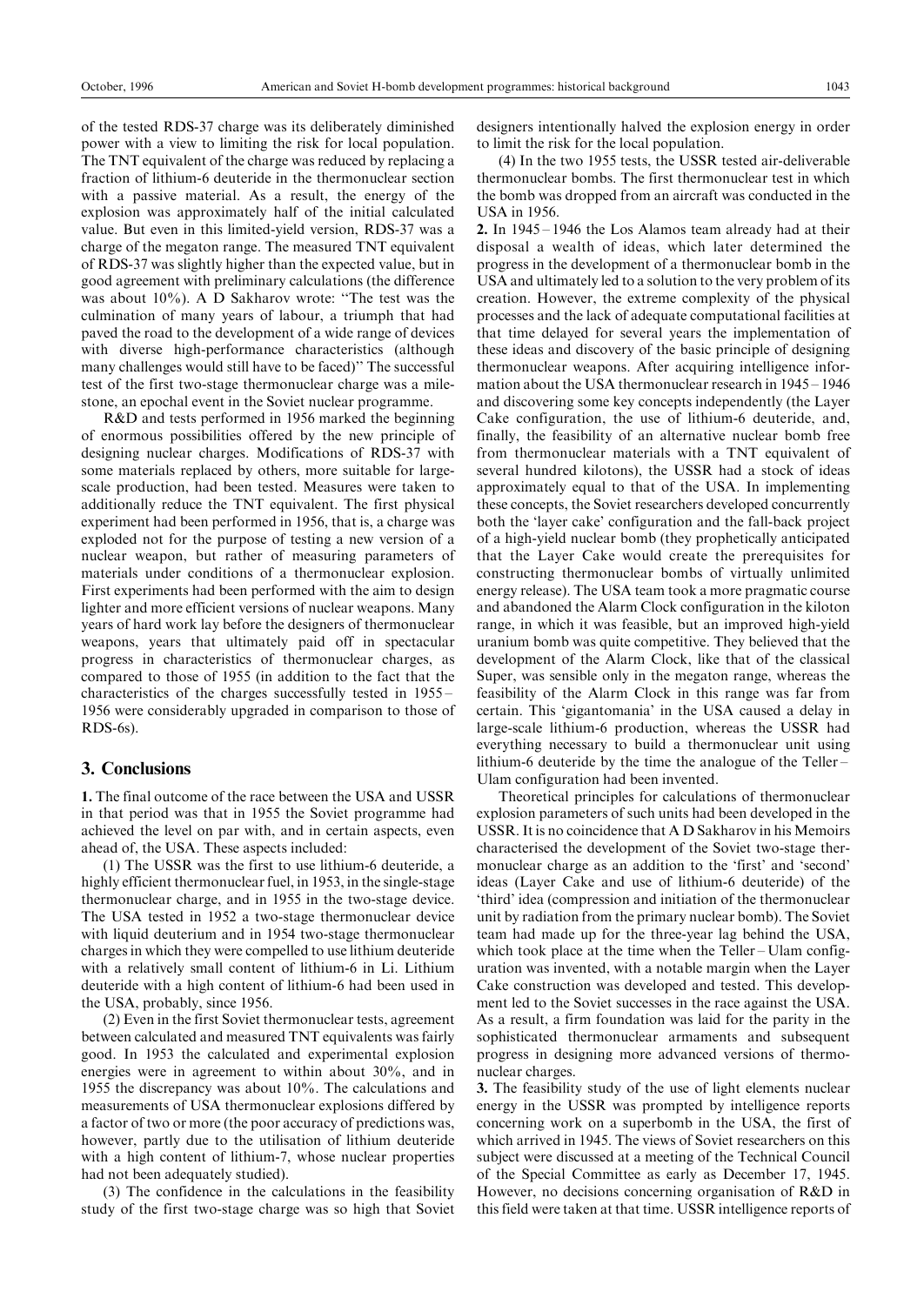of the tested RDS-37 charge was its deliberately diminished power with a view to limiting the risk for local population. The TNT equivalent of the charge was reduced by replacing a fraction of lithium-6 deuteride in the thermonuclear section with a passive material. As a result, the energy of the explosion was approximately half of the initial calculated value. But even in this limited-yield version, RDS-37 was a charge of the megaton range. The measured TNT equivalent of RDS-37 was slightly higher than the expected value, but in good agreement with preliminary calculations (the difference was about 10%). A D Sakharov wrote: "The test was the culmination of many years of labour, a triumph that had paved the road to the development of a wide range of devices with diverse high-performance characteristics (although many challenges would still have to be faced)" The successful test of the first two-stage thermonuclear charge was a milestone, an epochal event in the Soviet nuclear programme.

R&D and tests performed in 1956 marked the beginning of enormous possibilities offered by the new principle of designing nuclear charges. Modifications of RDS-37 with some materials replaced by others, more suitable for large-scale production, had been tested. Measures were taken to additionally reduce the TNT equivalent. The first physical experiment had been performed in 1956, that is, a charge was exploded not for the purpose of testing a new version of a nuclear weapon, but rather of measuring parameters of materials under conditions of a thermonuclear explosion. First experiments had been performed with the aim to design lighter and more efficient versions of nuclear weapons. Many years of hard work lay before the designers of thermonuclear weapons, years that ultimately paid off in spectacular progress in characteristics of thermonuclear charges, as compared to those of 1955 (in addition to the fact that the characteristics of the charges successfully tested in 1955–1956 were considerably upgraded in comparison to those of RDS-6s).

## 3. Conclusions

**1.** The final outcome of the race between the USA and USSR in that period was that in 1955 the Soviet programme had achieved the level on par with, and in certain aspects, even ahead of, the USA. These aspects included:

(1) The USSR was the first to use lithium-6 deuteride, a highly efficient thermonuclear fuel, in 1953, in the single-stage thermonuclear charge, and in 1955 in the two-stage device. The USA tested in 1952 a two-stage thermonuclear device with liquid deuterium and in 1954 two-stage thermonuclear charges in which they were compelled to use lithium deuteride with a relatively small content of lithium-6 in Li. Lithium deuteride with a high content of lithium-6 had been used in the USA, probably, since 1956.

(2) Even in the first Soviet thermonuclear tests, agreement between calculated and measured TNT equivalents was fairly good. In 1953 the calculated and experimental explosion energies were in agreement to within about 30%, and in 1955 the discrepancy was about 10%. The calculations and measurements of USA thermonuclear explosions differed by a factor of two or more (the poor accuracy of predictions was, however, partly due to the utilisation of lithium deuteride with a high content of lithium-7, whose nuclear properties had not been adequately studied).

(3) The confidence in the calculations in the feasibility study of the first two-stage charge was so high that Soviet designers intentionally halved the explosion energy in order to limit the risk for the local population.

(4) In the two 1955 tests, the USSR tested air-deliverable thermonuclear bombs. The first thermonuclear test in which the bomb was dropped from an aircraft was conducted in the USA in 1956.

**2.** In 1945–1946 the Los Alamos team already had at their disposal a wealth of ideas, which later determined the progress in the development of a thermonuclear bomb in the USA and ultimately led to a solution to the very problem of its creation. However, the extreme complexity of the physical processes and the lack of adequate computational facilities at that time delayed for several years the implementation of these ideas and discovery of the basic principle of designing thermonuclear weapons. After acquiring intelligence information about the USA thermonuclear research in 1945–1946 and discovering some key concepts independently (the Layer Cake configuration, the use of lithium-6 deuteride, and, finally, the feasibility of an alternative nuclear bomb free from thermonuclear materials with a TNT equivalent of several hundred kilotons), the USSR had a stock of ideas approximately equal to that of the USA. In implementing these concepts, the Soviet researchers developed concurrently both the 'layer cake' configuration and the fall-back project of a high-yield nuclear bomb (they prophetically anticipated that the Layer Cake would create the prerequisites for constructing thermonuclear bombs of virtually unlimited energy release). The USA team took a more pragmatic course and abandoned the Alarm Clock configuration in the kiloton range, in which it was feasible, but an improved high-yield uranium bomb was quite competitive. They believed that the development of the Alarm Clock, like that of the classical Super, was sensible only in the megaton range, whereas the feasibility of the Alarm Clock in this range was far from certain. This 'gigantomania' in the USA caused a delay in large-scale lithium-6 production, whereas the USSR had everything necessary to build a thermonuclear unit using lithium-6 deuteride by the time the analogue of the Teller–Ulam configuration had been invented.

Theoretical principles for calculations of thermonuclear explosion parameters of such units had been developed in the USSR. It is no coincidence that A D Sakharov in his Memoirs characterised the development of the Soviet two-stage thermonuclear charge as an addition to the 'first' and 'second' ideas (Layer Cake and use of lithium-6 deuteride) of the 'third' idea (compression and initiation of the thermonuclear unit by radiation from the primary nuclear bomb). The Soviet team had made up for the three-year lag behind the USA, which took place at the time when the Teller–Ulam configuration was invented, with a notable margin when the Layer Cake construction was developed and tested. This development led to the Soviet successes in the race against the USA. As a result, a firm foundation was laid for the parity in the sophisticated thermonuclear armaments and subsequent progress in designing more advanced versions of thermonuclear charges.

**3.** The feasibility study of the use of light elements nuclear energy in the USSR was prompted by intelligence reports concerning work on a superbomb in the USA, the first of which arrived in 1945. The views of Soviet researchers on this subject were discussed at a meeting of the Technical Council of the Special Committee as early as December 17, 1945. However, no decisions concerning organisation of R&D in this field were taken at that time. USSR intelligence reports of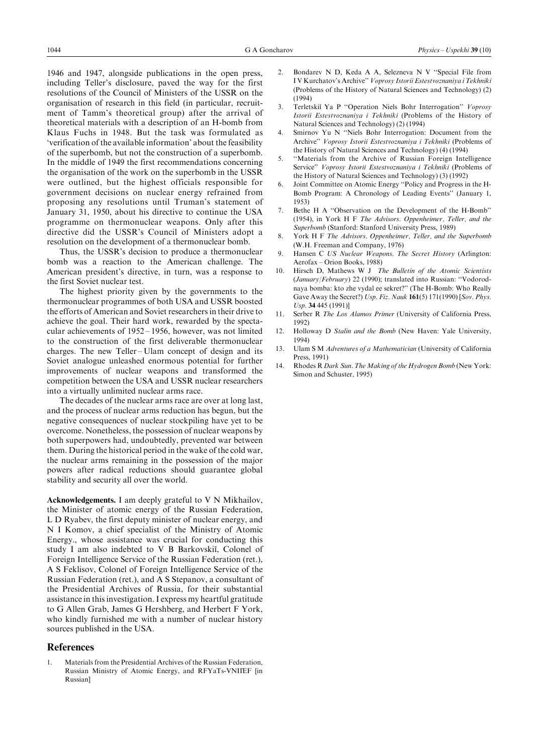1946 and 1947, alongside publications in the open press, including Teller's disclosure, paved the way for the first resolutions of the Council of Ministers of the USSR on the organisation of research in this field (in particular, recruitment of Tamm's theoretical group) after the arrival of theoretical materials with a description of an H-bomb from Klaus Fuchs in 1948. But the task was formulated as 'verification of the available information' about the feasibility of the superbomb, but not the construction of a superbomb. In the middle of 1949 the first recommendations concerning the organisation of the work on the superbomb in the USSR were outlined, but the highest officials responsible for government decisions on nuclear energy refrained from proposing any resolutions until Truman's statement of January 31, 1950, about his directive to continue the USA programme on thermonuclear weapons. Only after this directive did the USSR's Council of Ministers adopt a resolution on the development of a thermonuclear bomb.

Thus, the USSR's decision to produce a thermonuclear bomb was a reaction to the American challenge. The American president's directive, in turn, was a response to the first Soviet nuclear test.

The highest priority given by the governments to the thermonuclear programmes of both USA and USSR boosted the efforts of American and Soviet researchers in their drive to achieve the goal. Their hard work, rewarded by the spectacular achievements of 1952 – 1956, however, was not limited to the construction of the first deliverable thermonuclear charges. The new Teller – Ulam concept of design and its Soviet analogue unleashed enormous potential for further improvements of nuclear weapons and transformed the competition between the USA and USSR nuclear researchers into a virtually unlimited nuclear arms race.

The decades of the nuclear arms race are over at long last, and the process of nuclear arms reduction has begun, but the negative consequences of nuclear stockpiling have yet to be overcome. Nonetheless, the possession of nuclear weapons by both superpowers had, undoubtedly, prevented war between them. During the historical period in the wake of the cold war, the nuclear arms remaining in the possession of the major powers after radical reductions should guarantee global stability and security all over the world.

**Acknowledgements.** I am deeply grateful to V N Mikhailov, the Minister of atomic energy of the Russian Federation, L D Ryabev, the first deputy minister of nuclear energy, and N I Komov, a chief specialist of the Ministry of Atomic Energy., whose assistance was crucial for conducting this study I am also indebted to V B Barkovskiĭ, Colonel of Foreign Intelligence Service of the Russian Federation (ret.), A S Feklisov, Colonel of Foreign Intelligence Service of the Russian Federation (ret.), and A S Stepanov, a consultant of the Presidential Archives of Russia, for their substantial assistance in this investigation. I express my heartful gratitude to G Allen Grab, James G Hershberg, and Herbert F York, who kindly furnished me with a number of nuclear history sources published in the USA.

## References

1. Materials from the Presidential Archives of the Russian Federation, Russian Ministry of Atomic Energy, and RFYaTs-VNIIEF [in Russian]
2. Bondarev N D, Keda A A, Selezneva N V "Special File from I V Kurchatov's Archive" *Voprosy Istorii Estestvoznaniya i Tekhniki* (Problems of the History of Natural Sciences and Technology) (2) (1994)
3. Terletskiĭ Ya P "Operation Niels Bohr Interrogation" *Voprosy Istorii Estestvoznaniya i Tekhniki* (Problems of the History of Natural Sciences and Technology) (2) (1994)
4. Smirnov Yu N "Niels Bohr Interrogation: Document from the Archive" *Voprosy Istorii Estestvoznaniya i Tekhniki* (Problems of the History of Natural Sciences and Technology) (4) (1994)
5. "Materials from the Archive of Russian Foreign Intelligence Service" *Voprosy Istorii Estestvoznaniya i Tekhniki* (Problems of the History of Natural Sciences and Technology) (3) (1992)
6. Joint Committee on Atomic Energy "Policy and Progress in the H-Bomb Program: A Chronology of Leading Events" (January 1, 1953)
7. Bethe H A "Observation on the Development of the H-Bomb" (1954), in York H F *The Advisors. Oppenheimer, Teller, and the Superbomb* (Stanford: Stanford University Press, 1989)
8. York H F *The Advisors. Oppenheimer, Teller, and the Superbomb* (W.H. Freeman and Company, 1976)
9. Hansen C *US Nuclear Weapons. The Secret History* (Arlington: Aerofax – Orion Books, 1988)
10. Hirsch D, Mathews W J *The Bulletin of the Atomic Scientists* (*January/February*) 22 (1990); translated into Russian: "Vodorodnaya bomba: kto zhe vydal ee sekret?" (The H-Bomb: Who Really Gave Away the Secret?) *Usp. Fiz. Nauk* **161**(5) 171(1990) [*Sov. Phys. Usp.* **34** 445 (1991)]
11. Serber R *The Los Alamos Primer* (University of California Press, 1992)
12. Holloway D *Stalin and the Bomb* (New Haven: Yale University, 1994)
13. Ulam S M *Adventures of a Mathematician* (University of California Press, 1991)
14. Rhodes R *Dark Sun. The Making of the Hydrogen Bomb* (New York: Simon and Schuster, 1995)